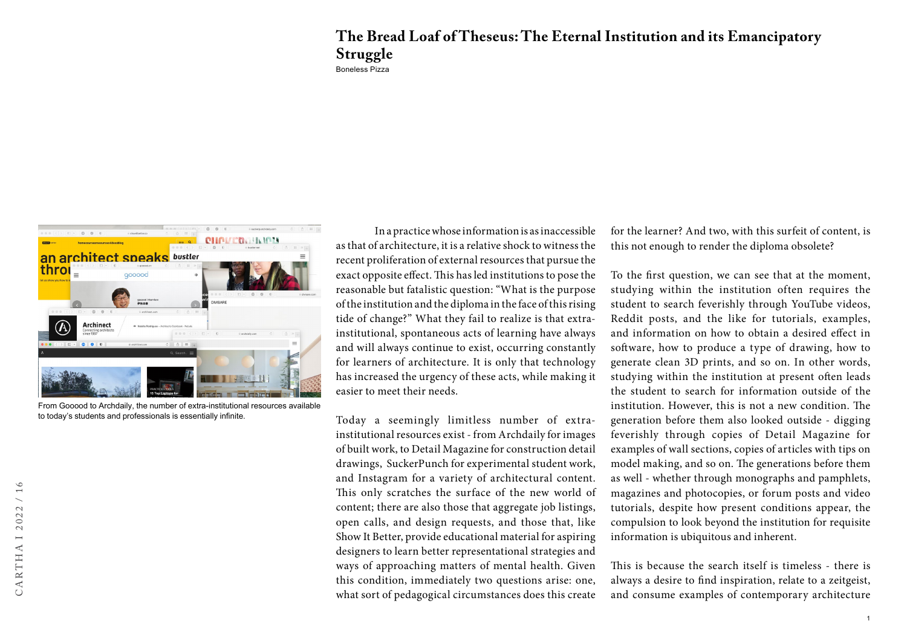# The Bread Loaf of Theseus: The Eternal Institution and its Emancipatory Struggle

Boneless Pizza

From Gooood to Archdaily, the number of extra-institutional resources available to today's students and professionals is essentially infinite.

In a practice whose information is as inaccessible as that of architecture, it is a relative shock to witness the recent proliferation of external resources that pursue the exact opposite effect. This has led institutions to pose the reasonable but fatalistic question: "What is the purpose of the institution and the diploma in the face of this rising tide of change?" What they fail to realize is that extra-institutional, spontaneous acts of learning have always and will always continue to exist, occurring constantly for learners of architecture. It is only that technology has increased the urgency of these acts, while making it easier to meet their needs.

Today a seemingly limitless number of extra-institutional resources exist - from Archdaily for images of built work, to Detail Magazine for construction detail drawings, SuckerPunch for experimental student work, and Instagram for a variety of architectural content. This only scratches the surface of the new world of content; there are also those that aggregate job listings, open calls, and design requests, and those that, like Show It Better, provide educational material for aspiring designers to learn better representational strategies and ways of approaching matters of mental health. Given this condition, immediately two questions arise: one, what sort of pedagogical circumstances does this create for the learner? And two, with this surfeit of content, is this not enough to render the diploma obsolete?

To the first question, we can see that at the moment, studying within the institution often requires the student to search feverishly through YouTube videos, Reddit posts, and the like for tutorials, examples, and information on how to obtain a desired effect in software, how to produce a type of drawing, how to generate clean 3D prints, and so on. In other words, studying within the institution at present often leads the student to search for information outside of the institution. However, this is not a new condition. The generation before them also looked outside - digging feverishly through copies of Detail Magazine for examples of wall sections, copies of articles with tips on model making, and so on. The generations before them as well - whether through monographs and pamphlets, magazines and photocopies, or forum posts and video tutorials, despite how present conditions appear, the compulsion to look beyond the institution for requisite information is ubiquitous and inherent.

This is because the search itself is timeless - there is always a desire to find inspiration, relate to a zeitgeist, and consume examples of contemporary architecture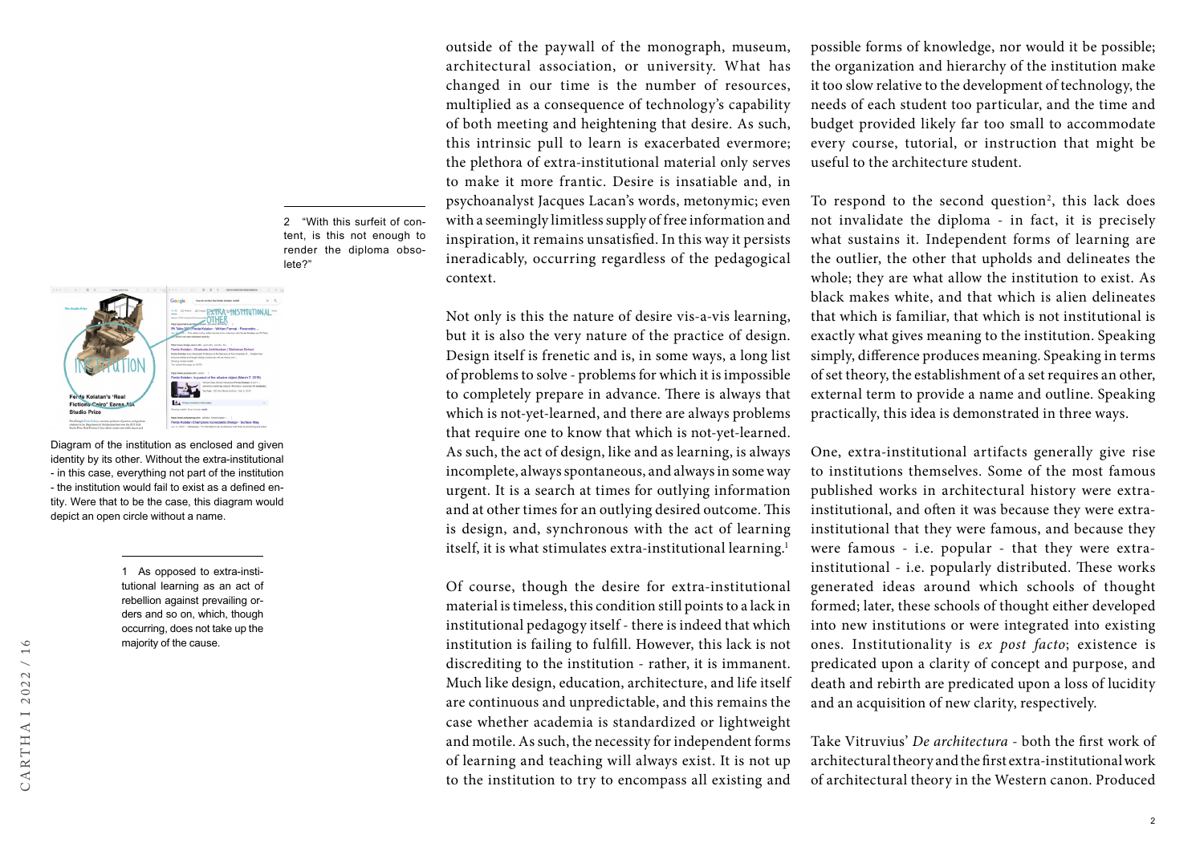outside of the paywall of the monograph, museum, architectural association, or university. What has changed in our time is the number of resources, multiplied as a consequence of technology's capability of both meeting and heightening that desire. As such, this intrinsic pull to learn is exacerbated evermore; the plethora of extra-institutional material only serves to make it more frantic. Desire is insatiable and, in psychoanalyst Jacques Lacan's words, metonymic; even with a seemingly limitless supply of free information and inspiration, it remains unsatisfied. In this way it persists ineradicably, occurring regardless of the pedagogical context.

Not only is this the nature of desire vis-a-vis learning, but it is also the very nature of the practice of design. Design itself is frenetic and is, in some ways, a long list of problems to solve - problems for which it is impossible to completely prepare in advance. There is always that which is not-yet-learned, and there are always problems that require one to know that which is not-yet-learned. As such, the act of design, like and as learning, is always incomplete, always spontaneous, and always in some way urgent. It is a search at times for outlying information and at other times for an outlying desired outcome. This is design, and, synchronous with the act of learning itself, it is what stimulates extra-institutional learning.[1]

Of course, though the desire for extra-institutional material is timeless, this condition still points to a lack in institutional pedagogy itself - there is indeed that which institution is failing to fulfill. However, this lack is not discrediting to the institution - rather, it is immanent. Much like design, education, architecture, and life itself are continuous and unpredictable, and this remains the case whether academia is standardized or lightweight and motile. As such, the necessity for independent forms of learning and teaching will always exist. It is not up to the institution to try to encompass all existing and possible forms of knowledge, nor would it be possible; the organization and hierarchy of the institution make it too slow relative to the development of technology, the needs of each student too particular, and the time and budget provided likely far too small to accommodate every course, tutorial, or instruction that might be useful to the architecture student.

To respond to the second question[2], this lack does not invalidate the diploma - in fact, it is precisely what sustains it. Independent forms of learning are the outlier, the other that upholds and delineates the whole; they are what allow the institution to exist. As black makes white, and that which is alien delineates that which is familiar, that which is not institutional is exactly what gives meaning to the institution. Speaking simply, difference produces meaning. Speaking in terms of set theory, the establishment of a set requires an other, external term to provide a name and outline. Speaking practically, this idea is demonstrated in three ways.

One, extra-institutional artifacts generally give rise to institutions themselves. Some of the most famous published works in architectural history were extra-institutional, and often it was because they were extra-institutional that they were famous, and because they were famous - i.e. popular - that they were extra-institutional - i.e. popularly distributed. These works generated ideas around which schools of thought formed; later, these schools of thought either developed into new institutions or were integrated into existing ones. Institutionality is *ex post facto*; existence is predicated upon a clarity of concept and purpose, and death and rebirth are predicated upon a loss of lucidity and an acquisition of new clarity, respectively.

Take Vitruvius' *De architectura* - both the first work of architectural theory and the first extra-institutional work of architectural theory in the Western canon. Produced

Diagram of the institution as enclosed and given identity by its other. Without the extra-institutional - in this case, everything not part of the institution - the institution would fail to exist as a defined entity. Were that to be the case, this diagram would depict an open circle without a name.

1 As opposed to extra-institutional learning as an act of rebellion against prevailing orders and so on, which, though occurring, does not take up the majority of the cause.

2 "With this surfeit of content, is this not enough to render the diploma obsolete?"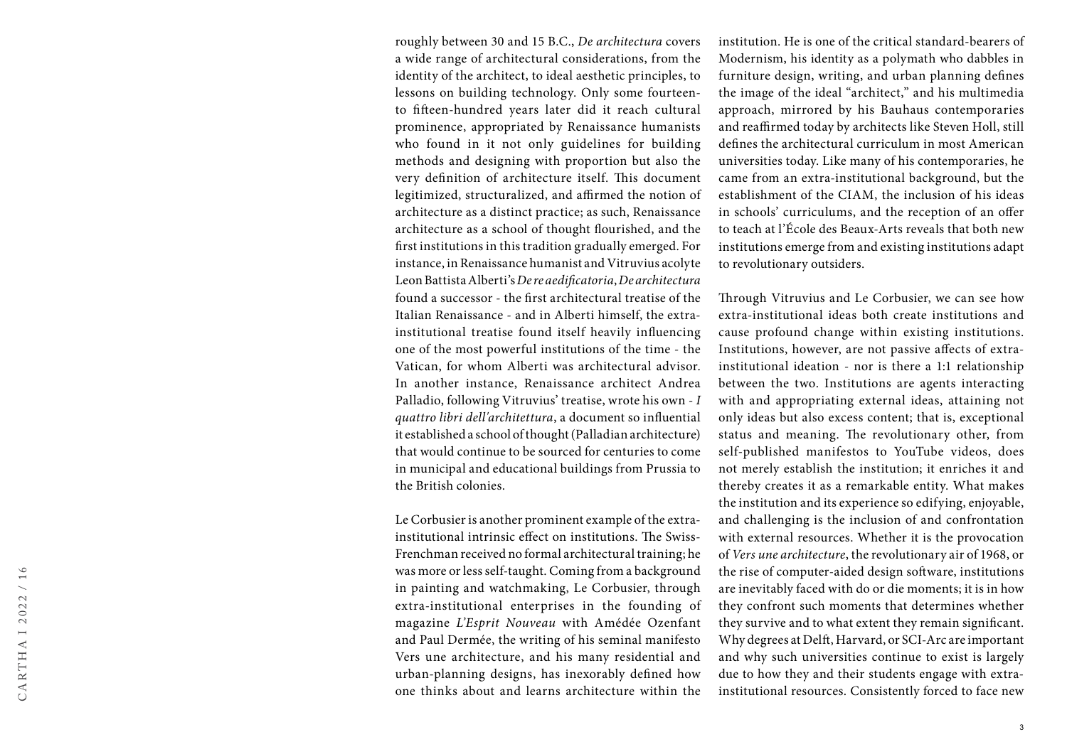roughly between 30 and 15 B.C., *De architectura* covers a wide range of architectural considerations, from the identity of the architect, to ideal aesthetic principles, to lessons on building technology. Only some fourteen- to fifteen-hundred years later did it reach cultural prominence, appropriated by Renaissance humanists who found in it not only guidelines for building methods and designing with proportion but also the very definition of architecture itself. This document legitimized, structuralized, and affirmed the notion of architecture as a distinct practice; as such, Renaissance architecture as a school of thought flourished, and the first institutions in this tradition gradually emerged. For instance, in Renaissance humanist and Vitruvius acolyte Leon Battista Alberti's *De re aedificatoria*, *De architectura* found a successor - the first architectural treatise of the Italian Renaissance - and in Alberti himself, the extra-institutional treatise found itself heavily influencing one of the most powerful institutions of the time - the Vatican, for whom Alberti was architectural advisor. In another instance, Renaissance architect Andrea Palladio, following Vitruvius' treatise, wrote his own - *I quattro libri dell'architettura*, a document so influential it established a school of thought (Palladian architecture) that would continue to be sourced for centuries to come in municipal and educational buildings from Prussia to the British colonies.

Le Corbusier is another prominent example of the extra-institutional intrinsic effect on institutions. The Swiss-Frenchman received no formal architectural training; he was more or less self-taught. Coming from a background in painting and watchmaking, Le Corbusier, through extra-institutional enterprises in the founding of magazine *L'Esprit Nouveau* with Amédée Ozenfant and Paul Dermée, the writing of his seminal manifesto Vers une architecture, and his many residential and urban-planning designs, has inexorably defined how one thinks about and learns architecture within the institution. He is one of the critical standard-bearers of Modernism, his identity as a polymath who dabbles in furniture design, writing, and urban planning defines the image of the ideal "architect," and his multimedia approach, mirrored by his Bauhaus contemporaries and reaffirmed today by architects like Steven Holl, still defines the architectural curriculum in most American universities today. Like many of his contemporaries, he came from an extra-institutional background, but the establishment of the CIAM, the inclusion of his ideas in schools' curriculums, and the reception of an offer to teach at l'École des Beaux-Arts reveals that both new institutions emerge from and existing institutions adapt to revolutionary outsiders.

Through Vitruvius and Le Corbusier, we can see how extra-institutional ideas both create institutions and cause profound change within existing institutions. Institutions, however, are not passive affects of extra-institutional ideation - nor is there a 1:1 relationship between the two. Institutions are agents interacting with and appropriating external ideas, attaining not only ideas but also excess content; that is, exceptional status and meaning. The revolutionary other, from self-published manifestos to YouTube videos, does not merely establish the institution; it enriches it and thereby creates it as a remarkable entity. What makes the institution and its experience so edifying, enjoyable, and challenging is the inclusion of and confrontation with external resources. Whether it is the provocation of *Vers une architecture*, the revolutionary air of 1968, or the rise of computer-aided design software, institutions are inevitably faced with do or die moments; it is in how they confront such moments that determines whether they survive and to what extent they remain significant. Why degrees at Delft, Harvard, or SCI-Arc are important and why such universities continue to exist is largely due to how they and their students engage with extra-institutional resources. Consistently forced to face new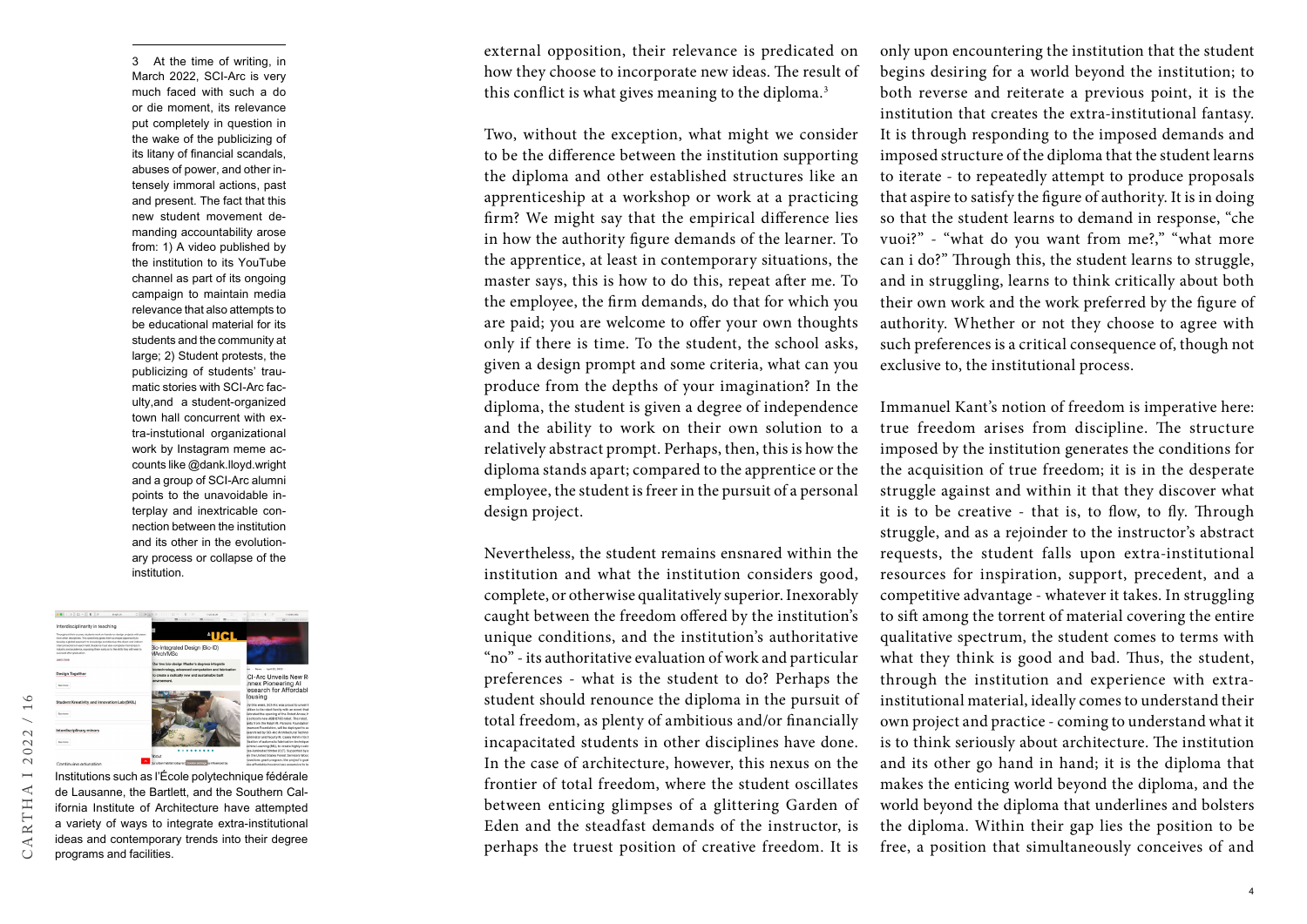external opposition, their relevance is predicated on how they choose to incorporate new ideas. The result of this conflict is what gives meaning to the diploma.[3]

Two, without the exception, what might we consider to be the difference between the institution supporting the diploma and other established structures like an apprenticeship at a workshop or work at a practicing firm? We might say that the empirical difference lies in how the authority figure demands of the learner. To the apprentice, at least in contemporary situations, the master says, this is how to do this, repeat after me. To the employee, the firm demands, do that for which you are paid; you are welcome to offer your own thoughts only if there is time. To the student, the school asks, given a design prompt and some criteria, what can you produce from the depths of your imagination? In the diploma, the student is given a degree of independence and the ability to work on their own solution to a relatively abstract prompt. Perhaps, then, this is how the diploma stands apart; compared to the apprentice or the employee, the student is freer in the pursuit of a personal design project.

Nevertheless, the student remains ensnared within the institution and what the institution considers good, complete, or otherwise qualitatively superior. Inexorably caught between the freedom offered by the institution's unique conditions, and the institution's authoritative "no" - its authoritative evaluation of work and particular preferences - what is the student to do? Perhaps the student should renounce the diploma in the pursuit of total freedom, as plenty of ambitious and/or financially incapacitated students in other disciplines have done. In the case of architecture, however, this nexus on the frontier of total freedom, where the student oscillates between enticing glimpses of a glittering Garden of Eden and the steadfast demands of the instructor, is perhaps the truest position of creative freedom. It is only upon encountering the institution that the student begins desiring for a world beyond the institution; to both reverse and reiterate a previous point, it is the institution that creates the extra-institutional fantasy. It is through responding to the imposed demands and imposed structure of the diploma that the student learns to iterate - to repeatedly attempt to produce proposals that aspire to satisfy the figure of authority. It is in doing so that the student learns to demand in response, "che vuoi?" - "what do you want from me?," "what more can i do?" Through this, the student learns to struggle, and in struggling, learns to think critically about both their own work and the work preferred by the figure of authority. Whether or not they choose to agree with such preferences is a critical consequence of, though not exclusive to, the institutional process.

Immanuel Kant's notion of freedom is imperative here: true freedom arises from discipline. The structure imposed by the institution generates the conditions for the acquisition of true freedom; it is in the desperate struggle against and within it that they discover what it is to be creative - that is, to flow, to fly. Through struggle, and as a rejoinder to the instructor's abstract requests, the student falls upon extra-institutional resources for inspiration, support, precedent, and a competitive advantage - whatever it takes. In struggling to sift among the torrent of material covering the entire qualitative spectrum, the student comes to terms with what they think is good and bad. Thus, the student, through the institution and experience with extra-institutional material, ideally comes to understand their own project and practice - coming to understand what it is to think seriously about architecture. The institution and its other go hand in hand; it is the diploma that makes the enticing world beyond the diploma, and the world beyond the diploma that underlines and bolsters the diploma. Within their gap lies the position to be free, a position that simultaneously conceives of and

---

3 At the time of writing, in March 2022, SCI-Arc is very much faced with such a do or die moment, its relevance put completely in question in the wake of the publicizing of its litany of financial scandals, abuses of power, and other intensely immoral actions, past and present. The fact that this new student movement demanding accountability arose from: 1) A video published by the institution to its YouTube channel as part of its ongoing campaign to maintain media relevance that also attempts to be educational material for its students and the community at large; 2) Student protests, the publicizing of students' traumatic stories with SCI-Arc faculty,and a student-organized town hall concurrent with extra-instutional organizational work by Instagram meme accounts like @dank.lloyd.wright and a group of SCI-Arc alumni points to the unavoidable interplay and inextricable connection between the institution and its other in the evolutionary process or collapse of the institution.

Institutions such as l'École polytechnique fédérale de Lausanne, the Bartlett, and the Southern California Institute of Architecture have attempted a variety of ways to integrate extra-institutional ideas and contemporary trends into their degree programs and facilities.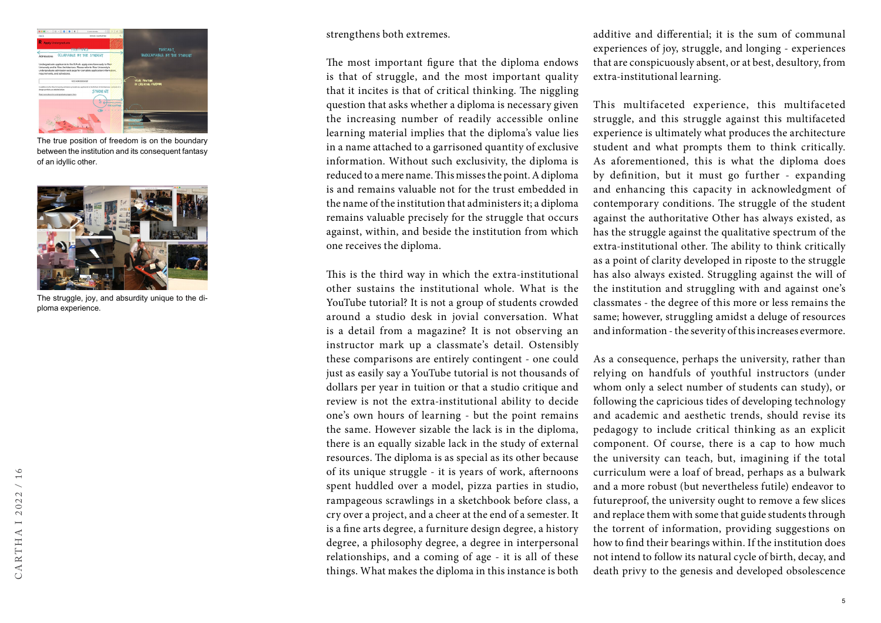The true position of freedom is on the boundary between the institution and its consequent fantasy of an idyllic other.

The struggle, joy, and absurdity unique to the diploma experience.

strengthens both extremes.

The most important figure that the diploma endows is that of struggle, and the most important quality that it incites is that of critical thinking. The niggling question that asks whether a diploma is necessary given the increasing number of readily accessible online learning material implies that the diploma's value lies in a name attached to a garrisoned quantity of exclusive information. Without such exclusivity, the diploma is reduced to a mere name. This misses the point. A diploma is and remains valuable not for the trust embedded in the name of the institution that administers it; a diploma remains valuable precisely for the struggle that occurs against, within, and beside the institution from which one receives the diploma.

This is the third way in which the extra-institutional other sustains the institutional whole. What is the YouTube tutorial? It is not a group of students crowded around a studio desk in jovial conversation. What is a detail from a magazine? It is not observing an instructor mark up a classmate's detail. Ostensibly these comparisons are entirely contingent - one could just as easily say a YouTube tutorial is not thousands of dollars per year in tuition or that a studio critique and review is not the extra-institutional ability to decide one's own hours of learning - but the point remains the same. However sizable the lack is in the diploma, there is an equally sizable lack in the study of external resources. The diploma is as special as its other because of its unique struggle - it is years of work, afternoons spent huddled over a model, pizza parties in studio, rampageous scrawlings in a sketchbook before class, a cry over a project, and a cheer at the end of a semester. It is a fine arts degree, a furniture design degree, a history degree, a philosophy degree, a degree in interpersonal relationships, and a coming of age - it is all of these things. What makes the diploma in this instance is both additive and differential; it is the sum of communal experiences of joy, struggle, and longing - experiences that are conspicuously absent, or at best, desultory, from extra-institutional learning.

This multifaceted experience, this multifaceted struggle, and this struggle against this multifaceted experience is ultimately what produces the architecture student and what prompts them to think critically. As aforementioned, this is what the diploma does by definition, but it must go further - expanding and enhancing this capacity in acknowledgment of contemporary conditions. The struggle of the student against the authoritative Other has always existed, as has the struggle against the qualitative spectrum of the extra-institutional other. The ability to think critically as a point of clarity developed in riposte to the struggle has also always existed. Struggling against the will of the institution and struggling with and against one's classmates - the degree of this more or less remains the same; however, struggling amidst a deluge of resources and information - the severity of this increases evermore.

As a consequence, perhaps the university, rather than relying on handfuls of youthful instructors (under whom only a select number of students can study), or following the capricious tides of developing technology and academic and aesthetic trends, should revise its pedagogy to include critical thinking as an explicit component. Of course, there is a cap to how much the university can teach, but, imagining if the total curriculum were a loaf of bread, perhaps as a bulwark and a more robust (but nevertheless futile) endeavor to futureproof, the university ought to remove a few slices and replace them with some that guide students through the torrent of information, providing suggestions on how to find their bearings within. If the institution does not intend to follow its natural cycle of birth, decay, and death privy to the genesis and developed obsolescence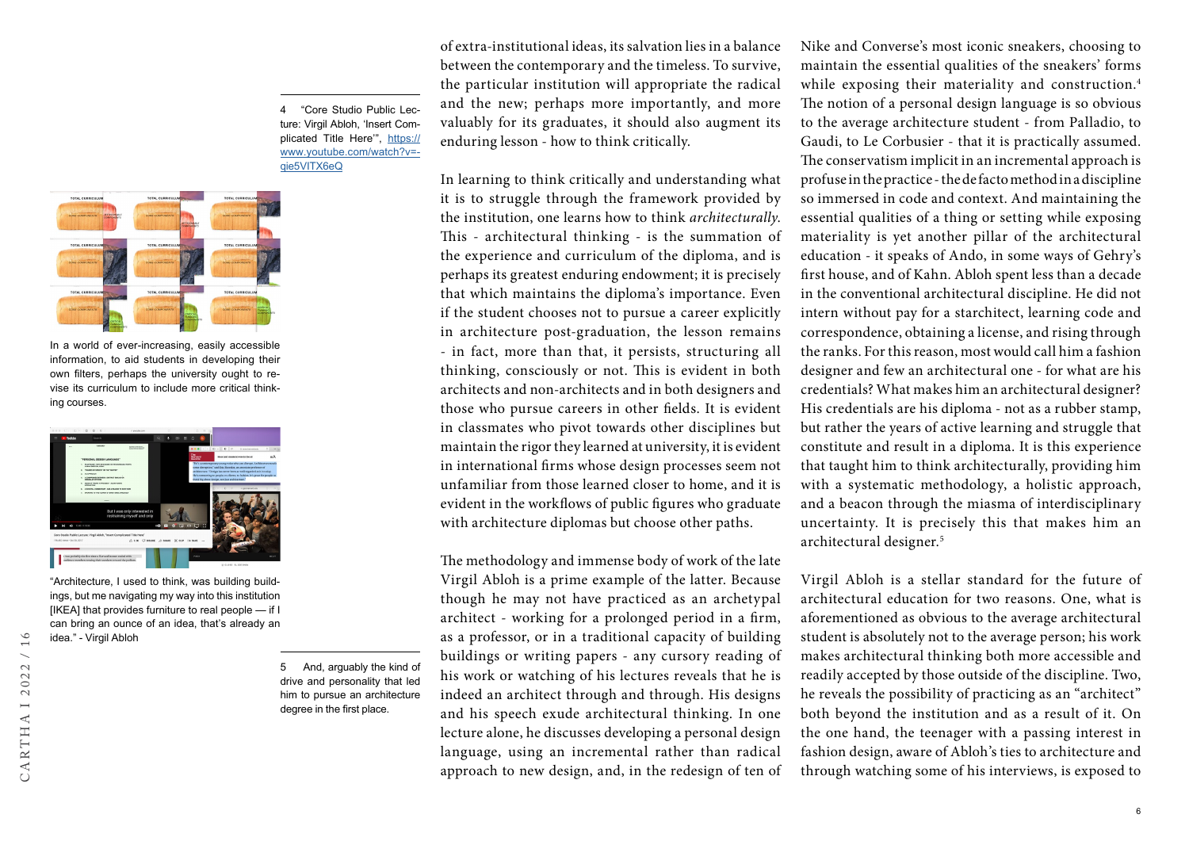of extra-institutional ideas, its salvation lies in a balance between the contemporary and the timeless. To survive, the particular institution will appropriate the radical and the new; perhaps more importantly, and more valuably for its graduates, it should also augment its enduring lesson - how to think critically.

In learning to think critically and understanding what it is to struggle through the framework provided by the institution, one learns how to think *architecturally*. This - architectural thinking - is the summation of the experience and curriculum of the diploma, and is perhaps its greatest enduring endowment; it is precisely that which maintains the diploma's importance. Even if the student chooses not to pursue a career explicitly in architecture post-graduation, the lesson remains - in fact, more than that, it persists, structuring all thinking, consciously or not. This is evident in both architects and non-architects and in both designers and those who pursue careers in other fields. It is evident in classmates who pivot towards other disciplines but maintain the rigor they learned at university, it is evident in international firms whose design processes seem not unfamiliar from those learned closer to home, and it is evident in the workflows of public figures who graduate with architecture diplomas but choose other paths.

The methodology and immense body of work of the late Virgil Abloh is a prime example of the latter. Because though he may not have practiced as an archetypal architect - working for a prolonged period in a firm, as a professor, or in a traditional capacity of building buildings or writing papers - any cursory reading of his work or watching of his lectures reveals that he is indeed an architect through and through. His designs and his speech exude architectural thinking. In one lecture alone, he discusses developing a personal design language, using an incremental rather than radical approach to new design, and, in the redesign of ten of Nike and Converse's most iconic sneakers, choosing to maintain the essential qualities of the sneakers' forms while exposing their materiality and construction.[4] The notion of a personal design language is so obvious to the average architecture student - from Palladio, to Gaudi, to Le Corbusier - that it is practically assumed. The conservatism implicit in an incremental approach is profuse in the practice - the de facto method in a discipline so immersed in code and context. And maintaining the essential qualities of a thing or setting while exposing materiality is yet another pillar of the architectural education - it speaks of Ando, in some ways of Gehry's first house, and of Kahn. Abloh spent less than a decade in the conventional architectural discipline. He did not intern without pay for a starchitect, learning code and correspondence, obtaining a license, and rising through the ranks. For this reason, most would call him a fashion designer and few an architectural one - for what are his credentials? What makes him an architectural designer? His credentials are his diploma - not as a rubber stamp, but rather the years of active learning and struggle that constitute and result in a diploma. It is this experience that taught him to think architecturally, providing him with a systematic methodology, a holistic approach, and a beacon through the miasma of interdisciplinary uncertainty. It is precisely this that makes him an architectural designer.[5]

Virgil Abloh is a stellar standard for the future of architectural education for two reasons. One, what is aforementioned as obvious to the average architectural student is absolutely not to the average person; his work makes architectural thinking both more accessible and readily accepted by those outside of the discipline. Two, he reveals the possibility of practicing as an "architect" both beyond the institution and as a result of it. On the one hand, the teenager with a passing interest in fashion design, aware of Abloh's ties to architecture and through watching some of his interviews, is exposed to

4 "Core Studio Public Lecture: Virgil Abloh, 'Insert Complicated Title Here'", https://www.youtube.com/watch?v=qie5VITX6eQ

In a world of ever-increasing, easily accessible information, to aid students in developing their own filters, perhaps the university ought to revise its curriculum to include more critical thinking courses.

"Architecture, I used to think, was building buildings, but me navigating my way into this institution [IKEA] that provides furniture to real people — if I can bring an ounce of an idea, that's already an idea." - Virgil Abloh

5 And, arguably the kind of drive and personality that led him to pursue an architecture degree in the first place.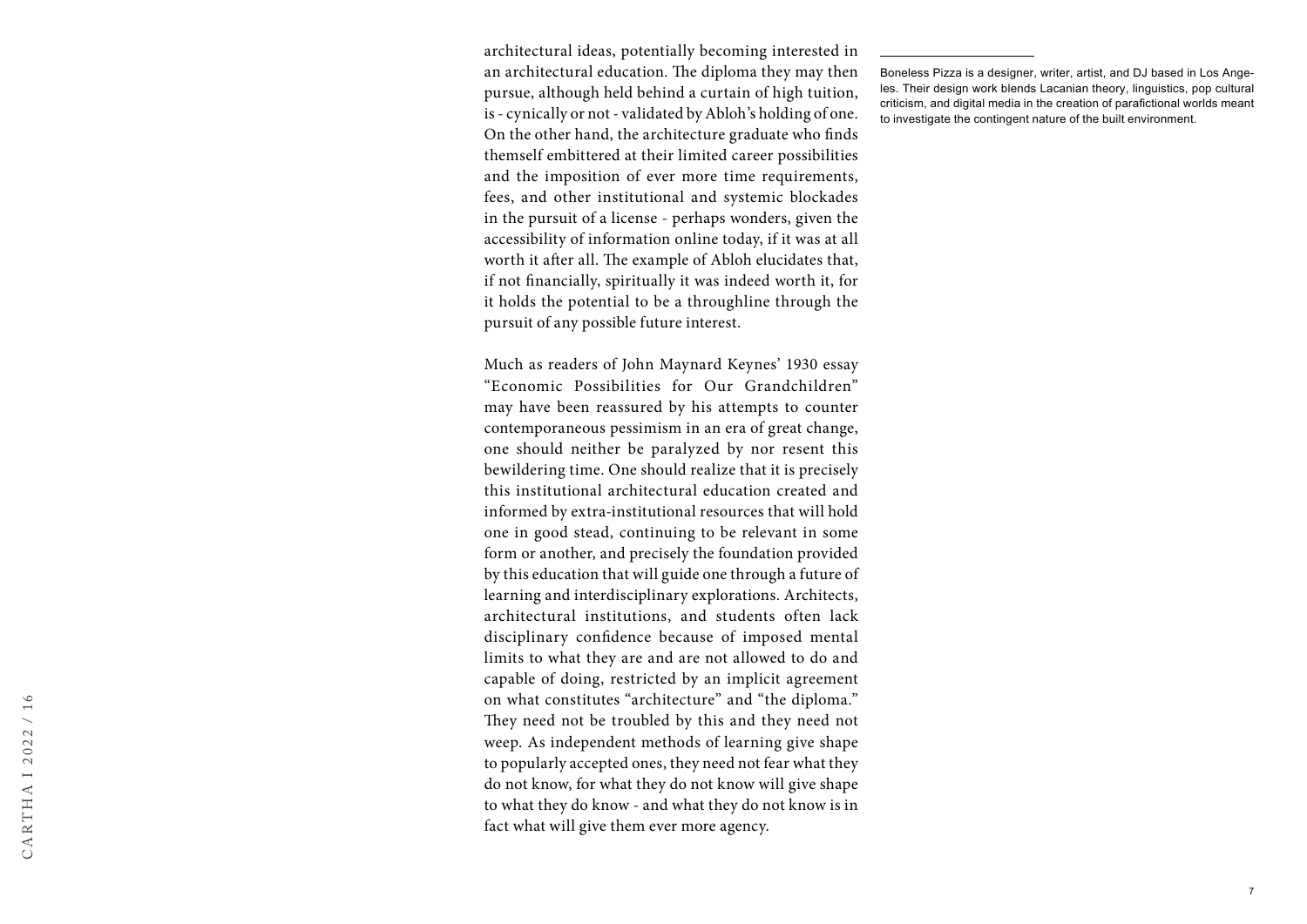architectural ideas, potentially becoming interested in an architectural education. The diploma they may then pursue, although held behind a curtain of high tuition, is - cynically or not - validated by Abloh's holding of one. On the other hand, the architecture graduate who finds themself embittered at their limited career possibilities and the imposition of ever more time requirements, fees, and other institutional and systemic blockades in the pursuit of a license - perhaps wonders, given the accessibility of information online today, if it was at all worth it after all. The example of Abloh elucidates that, if not financially, spiritually it was indeed worth it, for it holds the potential to be a throughline through the pursuit of any possible future interest.

Much as readers of John Maynard Keynes' 1930 essay "Economic Possibilities for Our Grandchildren" may have been reassured by his attempts to counter contemporaneous pessimism in an era of great change, one should neither be paralyzed by nor resent this bewildering time. One should realize that it is precisely this institutional architectural education created and informed by extra-institutional resources that will hold one in good stead, continuing to be relevant in some form or another, and precisely the foundation provided by this education that will guide one through a future of learning and interdisciplinary explorations. Architects, architectural institutions, and students often lack disciplinary confidence because of imposed mental limits to what they are and are not allowed to do and capable of doing, restricted by an implicit agreement on what constitutes "architecture" and "the diploma." They need not be troubled by this and they need not weep. As independent methods of learning give shape to popularly accepted ones, they need not fear what they do not know, for what they do not know will give shape to what they do know - and what they do not know is in fact what will give them ever more agency.

---

Boneless Pizza is a designer, writer, artist, and DJ based in Los Angeles. Their design work blends Lacanian theory, linguistics, pop cultural criticism, and digital media in the creation of parafictional worlds meant to investigate the contingent nature of the built environment.